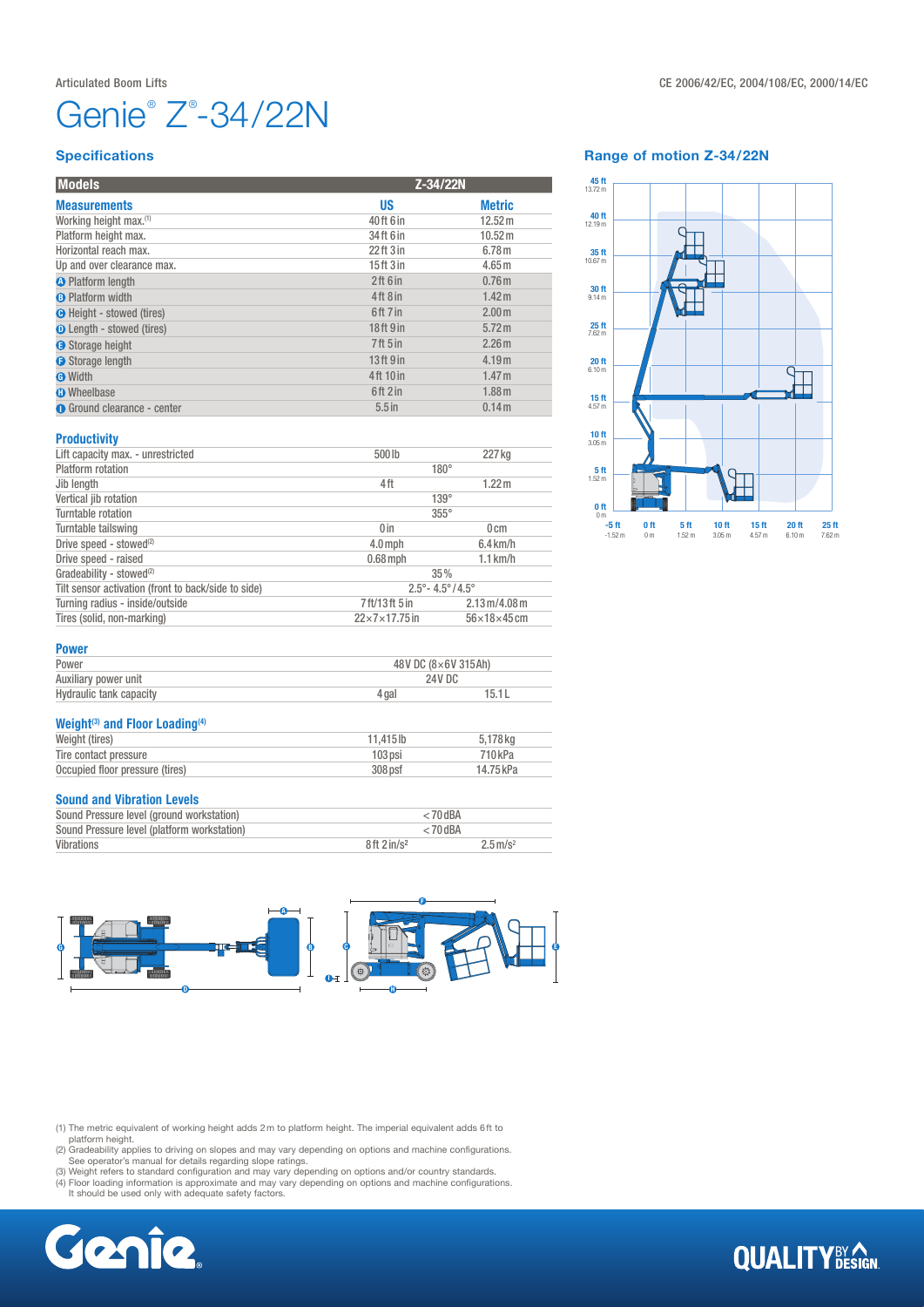Articulated Boom Lifts

CE 2006/42/EC, 2004/108/EC, 2000/14/EC

# Genie® Z®-34/22N

## Specifications

| Models | Z-34/22N | |
|---|---|---|
| **Measurements** | **US** | **Metric** |
| Working height max.(1) | 40 ft 6 in | 12.52 m |
| Platform height max. | 34 ft 6 in | 10.52 m |
| Horizontal reach max. | 22 ft 3 in | 6.78 m |
| Up and over clearance max. | 15 ft 3 in | 4.65 m |
| A Platform length | 2 ft 6 in | 0.76 m |
| B Platform width | 4 ft 8 in | 1.42 m |
| C Height - stowed (tires) | 6 ft 7 in | 2.00 m |
| D Length - stowed (tires) | 18 ft 9 in | 5.72 m |
| E Storage height | 7 ft 5 in | 2.26 m |
| F Storage length | 13 ft 9 in | 4.19 m |
| G Width | 4 ft 10 in | 1.47 m |
| H Wheelbase | 6 ft 2 in | 1.88 m |
| I Ground clearance - center | 5.5 in | 0.14 m |

### Productivity

| | | |
|---|---|---|
| Lift capacity max. - unrestricted | 500 lb | 227 kg |
| Platform rotation | 180° | |
| Jib length | 4 ft | 1.22 m |
| Vertical jib rotation | 139° | |
| Turntable rotation | 355° | |
| Turntable tailswing | 0 in | 0 cm |
| Drive speed - stowed(2) | 4.0 mph | 6.4 km/h |
| Drive speed - raised | 0.68 mph | 1.1 km/h |
| Gradeability - stowed(2) | 35% | |
| Tilt sensor activation (front to back/side to side) | 2.5°- 4.5°/4.5° | |
| Turning radius - inside/outside | 7 ft/13 ft 5 in | 2.13 m/4.08 m |
| Tires (solid, non-marking) | 22×7×17.75 in | 56×18×45 cm |

### Power

| | | |
|---|---|---|
| Power | 48V DC (8×6V 315Ah) | |
| Auxiliary power unit | 24V DC | |
| Hydraulic tank capacity | 4 gal | 15.1 L |

### Weight(3) and Floor Loading(4)

| | | |
|---|---|---|
| Weight (tires) | 11,415 lb | 5,178 kg |
| Tire contact pressure | 103 psi | 710 kPa |
| Occupied floor pressure (tires) | 308 psf | 14.75 kPa |

### Sound and Vibration Levels

| | | |
|---|---|---|
| Sound Pressure level (ground workstation) | <70 dBA | |
| Sound Pressure level (platform workstation) | <70 dBA | |
| Vibrations | 8 ft 2 in/s² | 2.5 m/s² |

## Range of motion Z-34/22N

(1) The metric equivalent of working height adds 2 m to platform height. The imperial equivalent adds 6 ft to platform height.
(2) Gradeability applies to driving on slopes and may vary depending on options and machine configurations. See operator's manual for details regarding slope ratings.
(3) Weight refers to standard configuration and may vary depending on options and/or country standards.
(4) Floor loading information is approximate and may vary depending on options and machine configurations. It should be used only with adequate safety factors.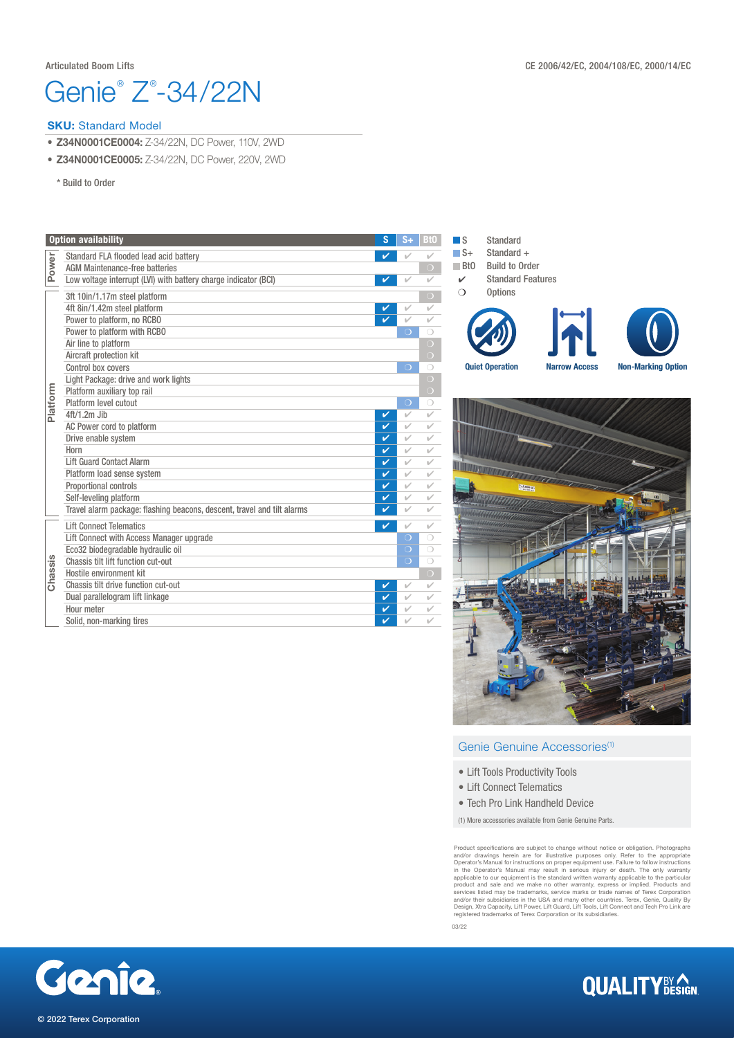Articulated Boom Lifts

CE 2006/42/EC, 2004/108/EC, 2000/14/EC

# Genie® Z®-34/22N

**SKU:** Standard Model

- **Z34N0001CE0004:** Z-34/22N, DC Power, 110V, 2WD
- **Z34N0001CE0005:** Z-34/22N, DC Power, 220V, 2WD

\* Build to Order

| | Option availability | S | S+ | BtO |
|---|---|---|---|---|
| Power | Standard FLA flooded lead acid battery | ✔ | ✔ | ✔ |
| | AGM Maintenance-free batteries | | | ❍ |
| | Low voltage interrupt (LVI) with battery charge indicator (BCI) | ✔ | ✔ | ✔ |
| Platform | 3ft 10in/1.17m steel platform | | | ❍ |
| | 4ft 8in/1.42m steel platform | ✔ | ✔ | ✔ |
| | Power to platform, no RCBO | ✔ | ✔ | ✔ |
| | Power to platform with RCBO | | ❍ | ❍ |
| | Air line to platform | | | ❍ |
| | Aircraft protection kit | | | ❍ |
| | Control box covers | | ❍ | ❍ |
| | Light Package: drive and work lights | | | ❍ |
| | Platform auxiliary top rail | | | ❍ |
| | Platform level cutout | | ❍ | ❍ |
| | 4ft/1.2m Jib | ✔ | ✔ | ✔ |
| | AC Power cord to platform | ✔ | ✔ | ✔ |
| | Drive enable system | ✔ | ✔ | ✔ |
| | Horn | ✔ | ✔ | ✔ |
| | Lift Guard Contact Alarm | ✔ | ✔ | ✔ |
| | Platform load sense system | ✔ | ✔ | ✔ |
| | Proportional controls | ✔ | ✔ | ✔ |
| | Self-leveling platform | ✔ | ✔ | ✔ |
| | Travel alarm package: flashing beacons, descent, travel and tilt alarms | ✔ | ✔ | ✔ |
| Chassis | Lift Connect Telematics | ✔ | ✔ | ✔ |
| | Lift Connect with Access Manager upgrade | | ❍ | ❍ |
| | Eco32 biodegradable hydraulic oil | | ❍ | ❍ |
| | Chassis tilt lift function cut-out | | ❍ | ❍ |
| | Hostile environment kit | | | ❍ |
| | Chassis tilt drive function cut-out | ✔ | ✔ | ✔ |
| | Dual parallelogram lift linkage | ✔ | ✔ | ✔ |
| | Hour meter | ✔ | ✔ | ✔ |
| | Solid, non-marking tires | ✔ | ✔ | ✔ |

- S — Standard
- S+ — Standard +
- BtO — Build to Order
- ✔ — Standard Features
- ❍ — Options

Quiet Operation

Narrow Access

Non-Marking Option

## Genie Genuine Accessories[1]

- Lift Tools Productivity Tools
- Lift Connect Telematics
- Tech Pro Link Handheld Device

(1) More accessories available from Genie Genuine Parts.

Product specifications are subject to change without notice or obligation. Photographs and/or drawings herein are for illustrative purposes only. Refer to the appropriate Operator's Manual for instructions on proper equipment use. Failure to follow instructions in the Operator's Manual may result in serious injury or death. The only warranty applicable to our equipment is the standard written warranty applicable to the particular product and sale and we make no other warranty, express or implied. Products and services listed may be trademarks, service marks or trade names of Terex Corporation and/or their subsidiaries in the USA and many other countries. Terex, Genie, Quality By Design, Xtra Capacity, Lift Power, Lift Guard, Lift Tools, Lift Connect and Tech Pro Link are registered trademarks of Terex Corporation or its subsidiaries.

03/22

© 2022 Terex Corporation

QUALITY BY DESIGN